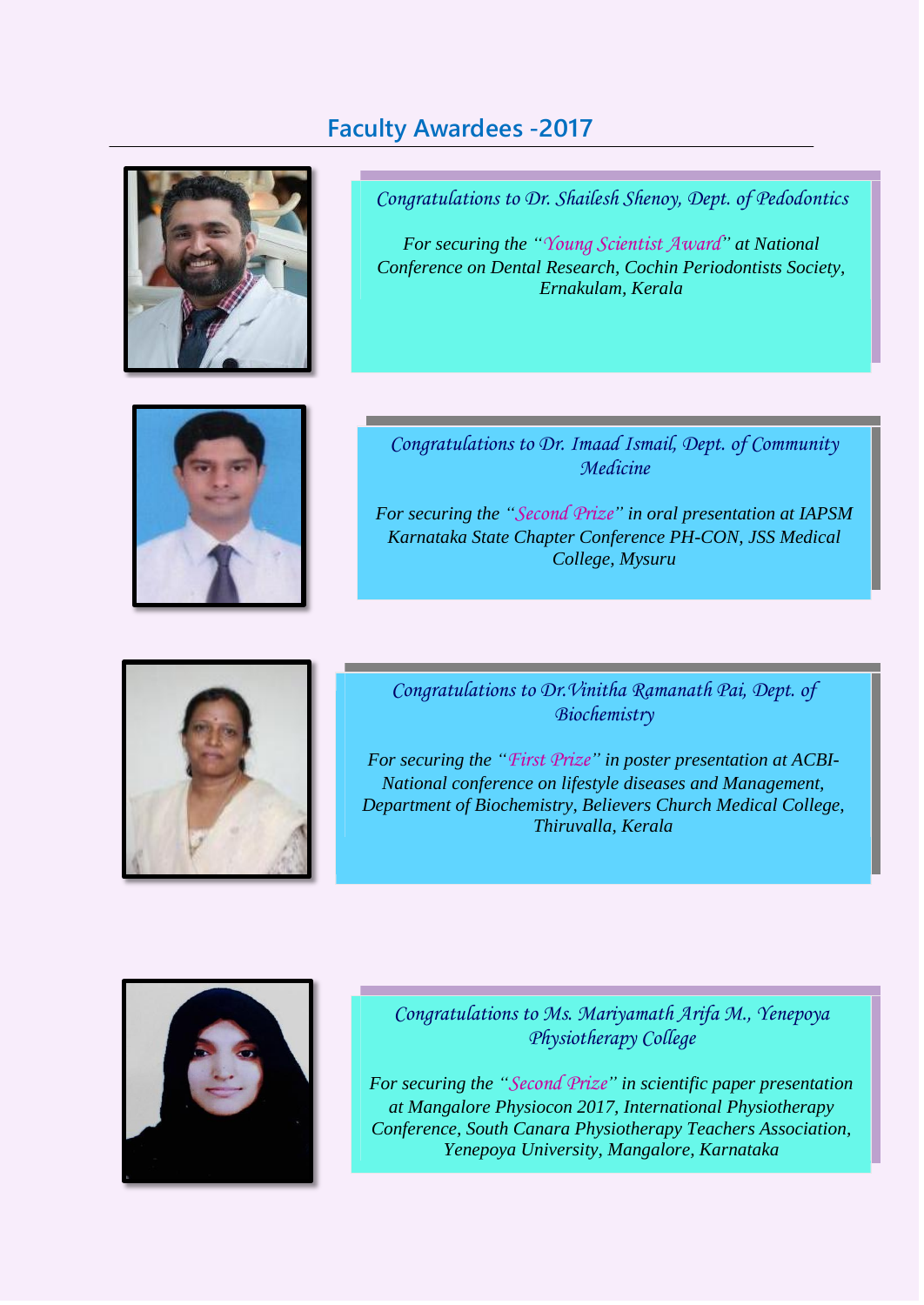## Faculty Awardees -2017

*Congratulations to Dr. Shailesh Shenoy, Dept. of Pedodontics*

*For securing the "Young Scientist Award" at National Conference on Dental Research, Cochin Periodontists Society, Ernakulam, Kerala*

*Congratulations to Dr. Imaad Ismail, Dept. of Community Medicine*

*For securing the "Second Prize" in oral presentation at IAPSM Karnataka State Chapter Conference PH-CON, JSS Medical College, Mysuru*

*Congratulations to Dr.Vinitha Ramanath Pai, Dept. of Biochemistry*

*For securing the "First Prize" in poster presentation at ACBI-National conference on lifestyle diseases and Management, Department of Biochemistry, Believers Church Medical College, Thiruvalla, Kerala*

*Congratulations to Ms. Mariyamath Arifa M., Yenepoya Physiotherapy College*

*For securing the "Second Prize" in scientific paper presentation at Mangalore Physiocon 2017, International Physiotherapy Conference, South Canara Physiotherapy Teachers Association, Yenepoya University, Mangalore, Karnataka*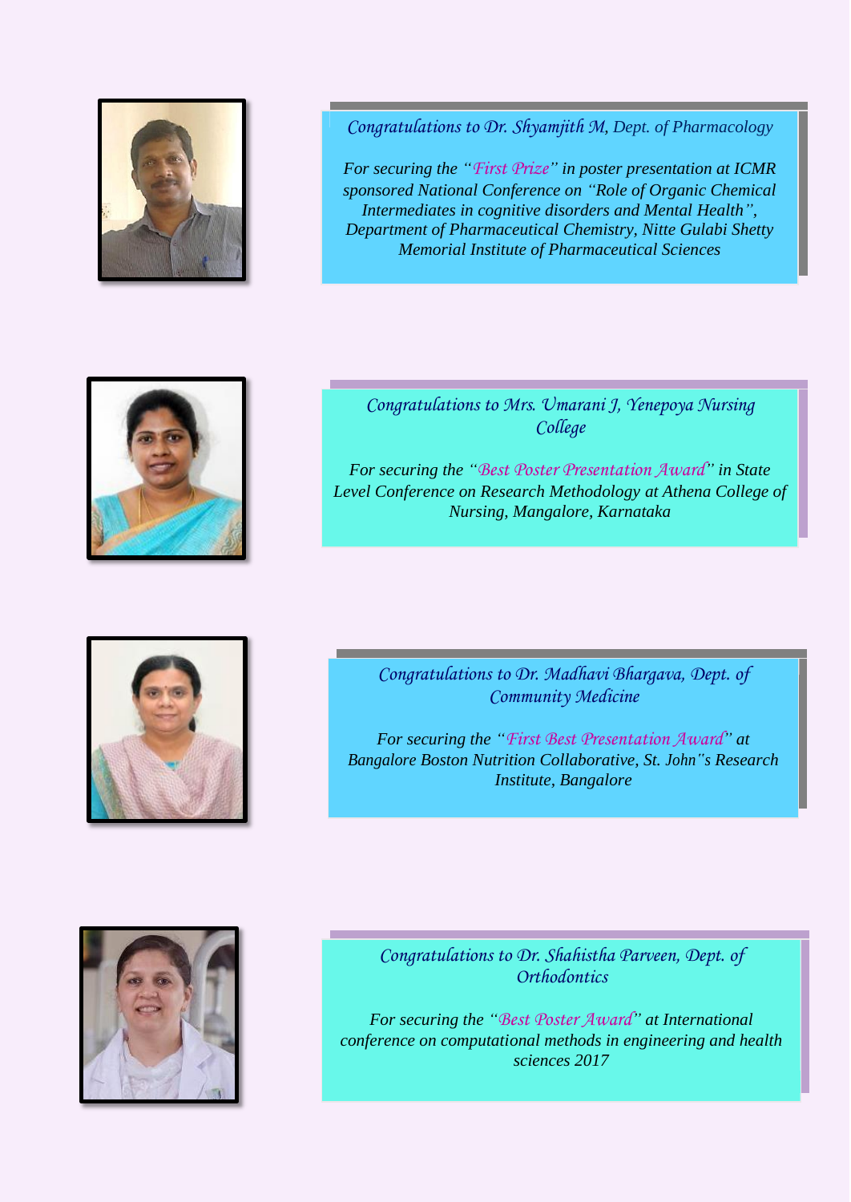*Congratulations to Dr. Shyamjith M, Dept. of Pharmacology*

*For securing the "First Prize" in poster presentation at ICMR sponsored National Conference on "Role of Organic Chemical Intermediates in cognitive disorders and Mental Health", Department of Pharmaceutical Chemistry, Nitte Gulabi Shetty Memorial Institute of Pharmaceutical Sciences*

*Congratulations to Mrs. Umarani J, Yenepoya Nursing College*

*For securing the "Best Poster Presentation Award" in State Level Conference on Research Methodology at Athena College of Nursing, Mangalore, Karnataka*

*Congratulations to Dr. Madhavi Bhargava, Dept. of Community Medicine*

*For securing the "First Best Presentation Award" at Bangalore Boston Nutrition Collaborative, St. John"s Research Institute, Bangalore*

*Congratulations to Dr. Shahistha Parveen, Dept. of Orthodontics*

*For securing the "Best Poster Award" at International conference on computational methods in engineering and health sciences 2017*